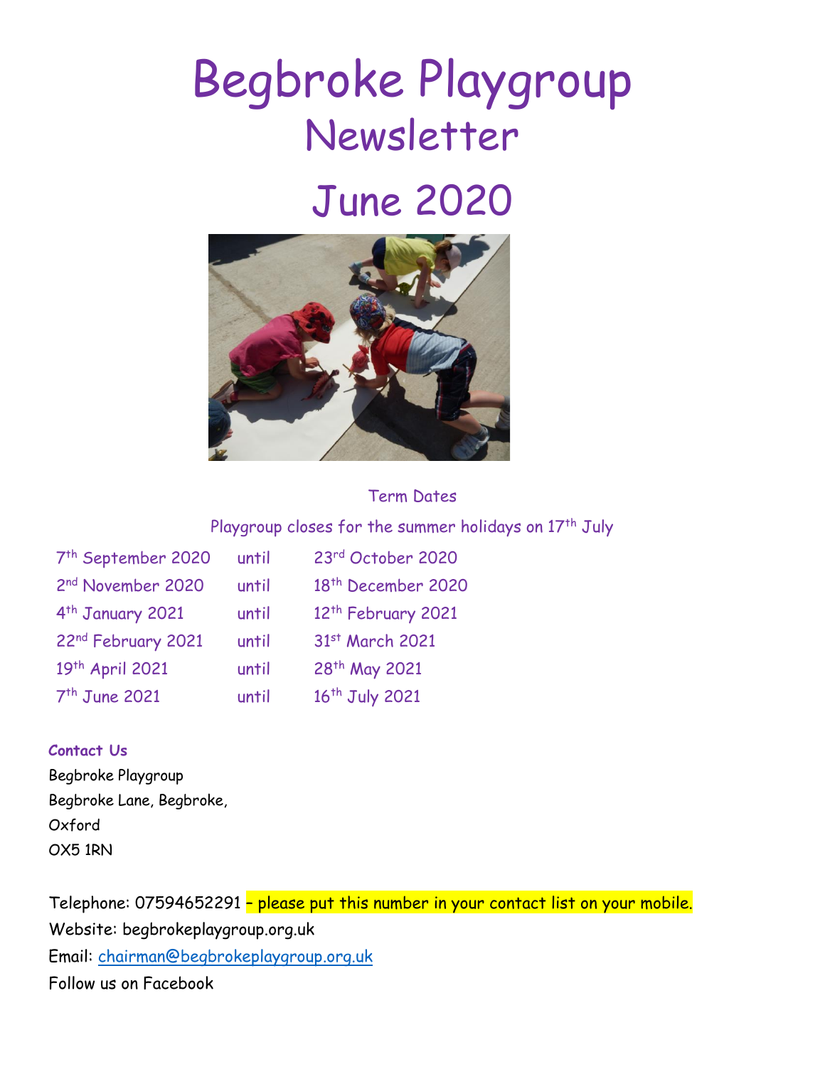# Begbroke Playgroup

## Newsletter

## June 2020

Term Dates

Playgroup closes for the summer holidays on 17th July

| | | |
|---|---|---|
| 7th September 2020 | until | 23rd October 2020 |
| 2nd November 2020 | until | 18th December 2020 |
| 4th January 2021 | until | 12th February 2021 |
| 22nd February 2021 | until | 31st March 2021 |
| 19th April 2021 | until | 28th May 2021 |
| 7th June 2021 | until | 16th July 2021 |

**Contact Us**

Begbroke Playgroup
Begbroke Lane, Begbroke,
Oxford
OX5 1RN

Telephone: 07594652291 – please put this number in your contact list on your mobile.
Website: begbrokeplaygroup.org.uk
Email: chairman@begbrokeplaygroup.org.uk
Follow us on Facebook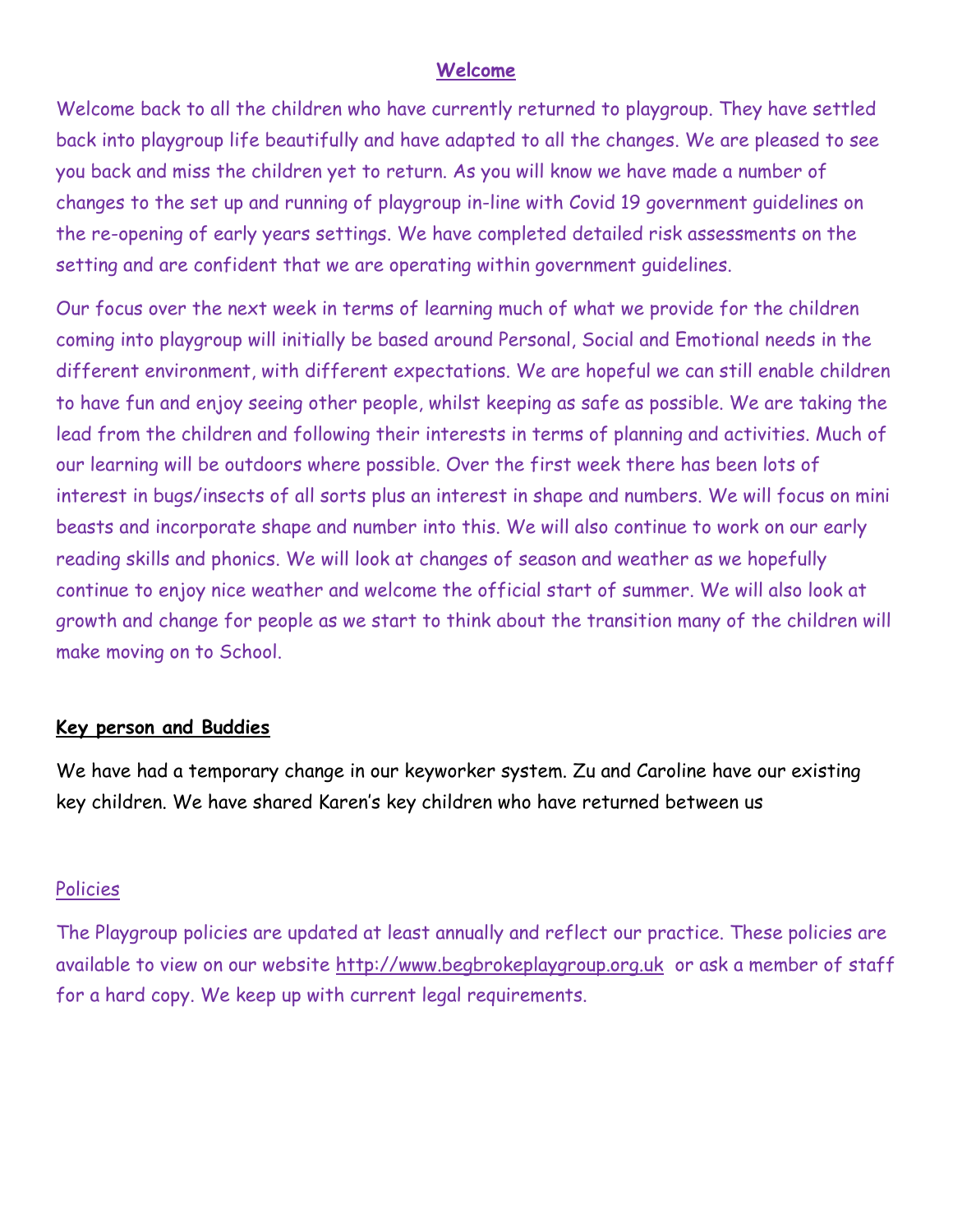## Welcome

Welcome back to all the children who have currently returned to playgroup. They have settled back into playgroup life beautifully and have adapted to all the changes. We are pleased to see you back and miss the children yet to return. As you will know we have made a number of changes to the set up and running of playgroup in-line with Covid 19 government guidelines on the re-opening of early years settings. We have completed detailed risk assessments on the setting and are confident that we are operating within government guidelines.

Our focus over the next week in terms of learning much of what we provide for the children coming into playgroup will initially be based around Personal, Social and Emotional needs in the different environment, with different expectations. We are hopeful we can still enable children to have fun and enjoy seeing other people, whilst keeping as safe as possible. We are taking the lead from the children and following their interests in terms of planning and activities. Much of our learning will be outdoors where possible. Over the first week there has been lots of interest in bugs/insects of all sorts plus an interest in shape and numbers. We will focus on mini beasts and incorporate shape and number into this. We will also continue to work on our early reading skills and phonics. We will look at changes of season and weather as we hopefully continue to enjoy nice weather and welcome the official start of summer. We will also look at growth and change for people as we start to think about the transition many of the children will make moving on to School.

## Key person and Buddies

We have had a temporary change in our keyworker system. Zu and Caroline have our existing key children. We have shared Karen's key children who have returned between us

## Policies

The Playgroup policies are updated at least annually and reflect our practice. These policies are available to view on our website http://www.begbrokeplaygroup.org.uk or ask a member of staff for a hard copy. We keep up with current legal requirements.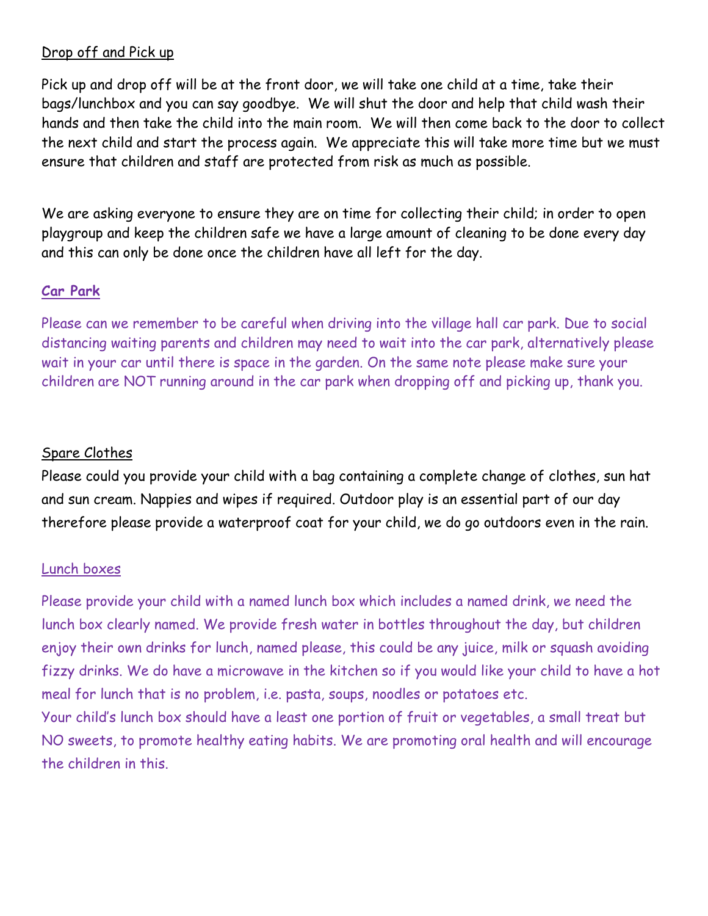## Drop off and Pick up

Pick up and drop off will be at the front door, we will take one child at a time, take their bags/lunchbox and you can say goodbye. We will shut the door and help that child wash their hands and then take the child into the main room. We will then come back to the door to collect the next child and start the process again. We appreciate this will take more time but we must ensure that children and staff are protected from risk as much as possible.

We are asking everyone to ensure they are on time for collecting their child; in order to open playgroup and keep the children safe we have a large amount of cleaning to be done every day and this can only be done once the children have all left for the day.

## **Car Park**

Please can we remember to be careful when driving into the village hall car park. Due to social distancing waiting parents and children may need to wait into the car park, alternatively please wait in your car until there is space in the garden. On the same note please make sure your children are NOT running around in the car park when dropping off and picking up, thank you.

## Spare Clothes

Please could you provide your child with a bag containing a complete change of clothes, sun hat and sun cream. Nappies and wipes if required. Outdoor play is an essential part of our day therefore please provide a waterproof coat for your child, we do go outdoors even in the rain.

## Lunch boxes

Please provide your child with a named lunch box which includes a named drink, we need the lunch box clearly named. We provide fresh water in bottles throughout the day, but children enjoy their own drinks for lunch, named please, this could be any juice, milk or squash avoiding fizzy drinks. We do have a microwave in the kitchen so if you would like your child to have a hot meal for lunch that is no problem, i.e. pasta, soups, noodles or potatoes etc.
Your child's lunch box should have a least one portion of fruit or vegetables, a small treat but NO sweets, to promote healthy eating habits. We are promoting oral health and will encourage the children in this.